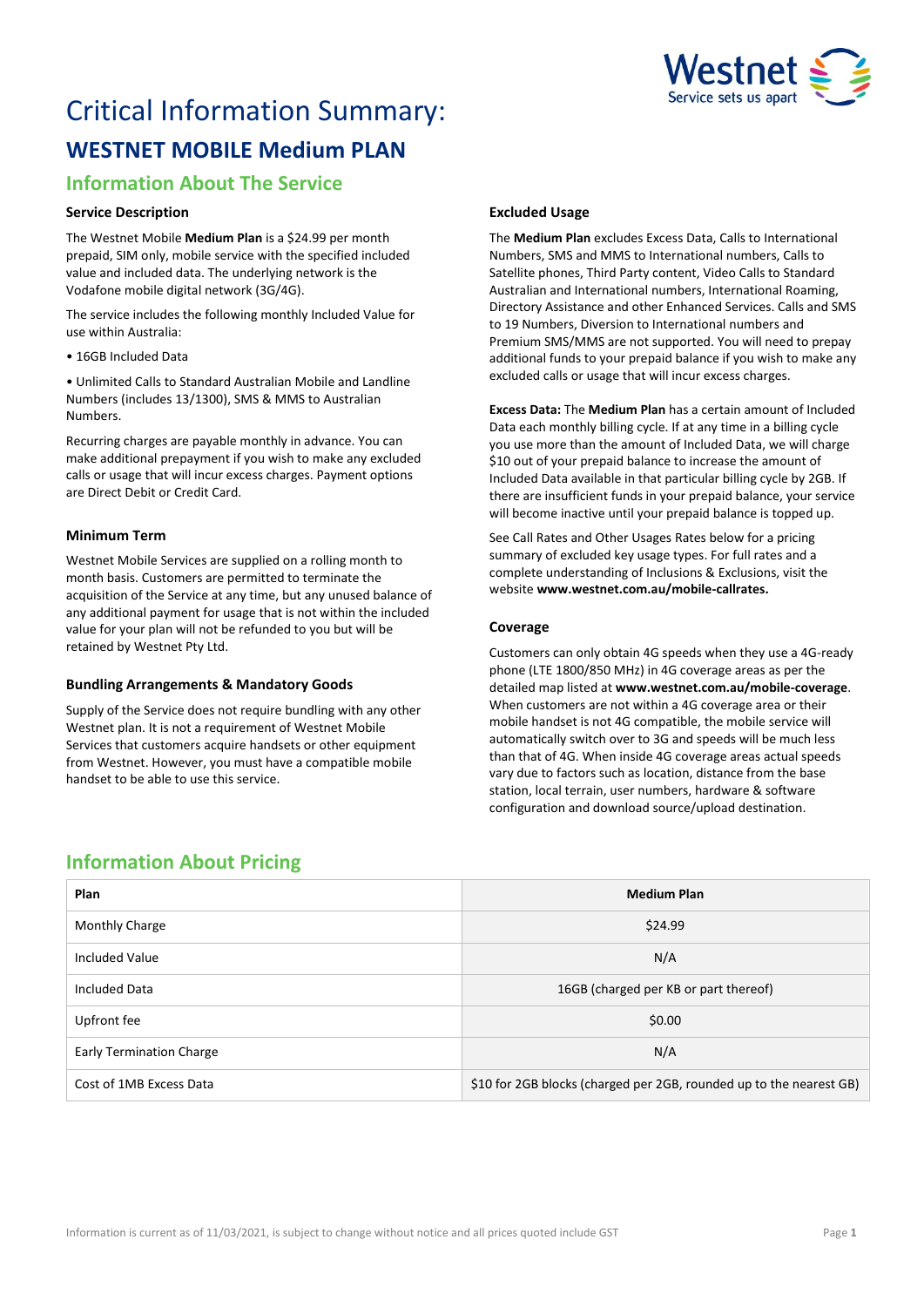# Critical Information Summary:

## WESTNET MOBILE Medium PLAN

### Information About The Service

#### Service Description

The Westnet Mobile **Medium Plan** is a $24.99 per month prepaid, SIM only, mobile service with the specified included value and included data. The underlying network is the Vodafone mobile digital network (3G/4G).

The service includes the following monthly Included Value for use within Australia:

• 16GB Included Data

• Unlimited Calls to Standard Australian Mobile and Landline Numbers (includes 13/1300), SMS & MMS to Australian Numbers.

Recurring charges are payable monthly in advance. You can make additional prepayment if you wish to make any excluded calls or usage that will incur excess charges. Payment options are Direct Debit or Credit Card.

#### Minimum Term

Westnet Mobile Services are supplied on a rolling month to month basis. Customers are permitted to terminate the acquisition of the Service at any time, but any unused balance of any additional payment for usage that is not within the included value for your plan will not be refunded to you but will be retained by Westnet Pty Ltd.

#### Bundling Arrangements & Mandatory Goods

Supply of the Service does not require bundling with any other Westnet plan. It is not a requirement of Westnet Mobile Services that customers acquire handsets or other equipment from Westnet. However, you must have a compatible mobile handset to be able to use this service.

#### Excluded Usage

The **Medium Plan** excludes Excess Data, Calls to International Numbers, SMS and MMS to International numbers, Calls to Satellite phones, Third Party content, Video Calls to Standard Australian and International numbers, International Roaming, Directory Assistance and other Enhanced Services. Calls and SMS to 19 Numbers, Diversion to International numbers and Premium SMS/MMS are not supported. You will need to prepay additional funds to your prepaid balance if you wish to make any excluded calls or usage that will incur excess charges.

**Excess Data:** The **Medium Plan** has a certain amount of Included Data each monthly billing cycle. If at any time in a billing cycle you use more than the amount of Included Data, we will charge $10 out of your prepaid balance to increase the amount of Included Data available in that particular billing cycle by 2GB. If there are insufficient funds in your prepaid balance, your service will become inactive until your prepaid balance is topped up.

See Call Rates and Other Usages Rates below for a pricing summary of excluded key usage types. For full rates and a complete understanding of Inclusions & Exclusions, visit the website **www.westnet.com.au/mobile-callrates.**

#### Coverage

Customers can only obtain 4G speeds when they use a 4G-ready phone (LTE 1800/850 MHz) in 4G coverage areas as per the detailed map listed at **www.westnet.com.au/mobile-coverage**. When customers are not within a 4G coverage area or their mobile handset is not 4G compatible, the mobile service will automatically switch over to 3G and speeds will be much less than that of 4G. When inside 4G coverage areas actual speeds vary due to factors such as location, distance from the base station, local terrain, user numbers, hardware & software configuration and download source/upload destination.

### Information About Pricing

| Plan | Medium Plan |
|---|---|
| Monthly Charge | $24.99 |
| Included Value | N/A |
| Included Data | 16GB (charged per KB or part thereof) |
| Upfront fee | $0.00 |
| Early Termination Charge | N/A |
| Cost of 1MB Excess Data | $10 for 2GB blocks (charged per 2GB, rounded up to the nearest GB) |

Information is current as of 11/03/2021, is subject to change without notice and all prices quoted include GST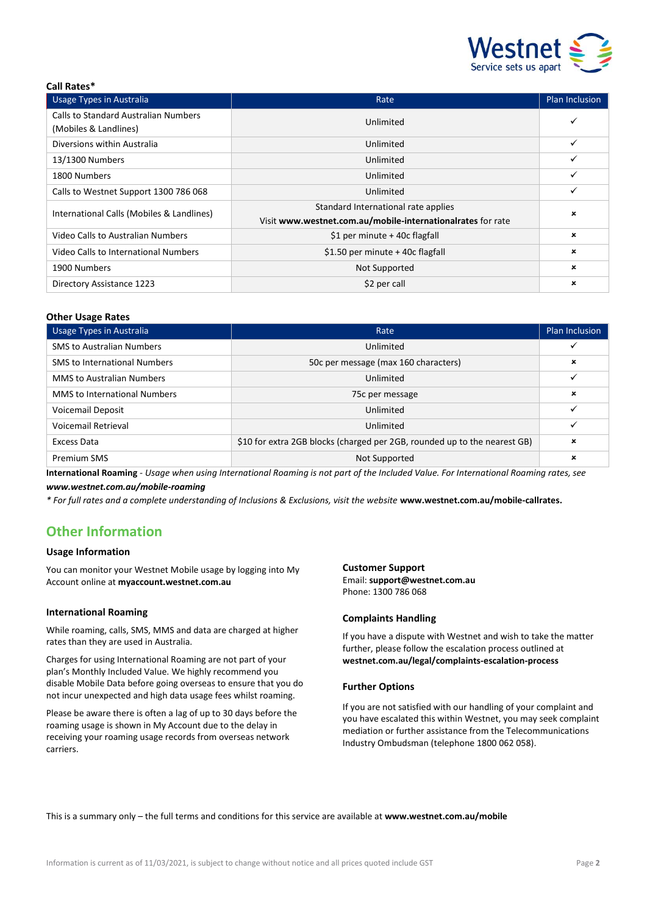**Call Rates***

| Usage Types in Australia | Rate | Plan Inclusion |
|---|---|---|
| Calls to Standard Australian Numbers (Mobiles & Landlines) | Unlimited | ✓ |
| Diversions within Australia | Unlimited | ✓ |
| 13/1300 Numbers | Unlimited | ✓ |
| 1800 Numbers | Unlimited | ✓ |
| Calls to Westnet Support 1300 786 068 | Unlimited | ✓ |
| International Calls (Mobiles & Landlines) | Standard International rate applies Visit **www.westnet.com.au/mobile-internationalrates** for rate | × |
| Video Calls to Australian Numbers | $1 per minute + 40c flagfall | × |
| Video Calls to International Numbers | $1.50 per minute + 40c flagfall | × |
| 1900 Numbers | Not Supported | × |
| Directory Assistance 1223 | $2 per call | × |

**Other Usage Rates**

| Usage Types in Australia | Rate | Plan Inclusion |
|---|---|---|
| SMS to Australian Numbers | Unlimited | ✓ |
| SMS to International Numbers | 50c per message (max 160 characters) | × |
| MMS to Australian Numbers | Unlimited | ✓ |
| MMS to International Numbers | 75c per message | × |
| Voicemail Deposit | Unlimited | ✓ |
| Voicemail Retrieval | Unlimited | ✓ |
| Excess Data | $10 for extra 2GB blocks (charged per 2GB, rounded up to the nearest GB) | × |
| Premium SMS | Not Supported | × |

**International Roaming** - *Usage when using International Roaming is not part of the Included Value. For International Roaming rates, see* ***www.westnet.com.au/mobile-roaming***

*\* For full rates and a complete understanding of Inclusions & Exclusions, visit the website* **www.westnet.com.au/mobile-callrates.**

## Other Information

### Usage Information

You can monitor your Westnet Mobile usage by logging into My Account online at **myaccount.westnet.com.au**

### International Roaming

While roaming, calls, SMS, MMS and data are charged at higher rates than they are used in Australia.

Charges for using International Roaming are not part of your plan's Monthly Included Value. We highly recommend you disable Mobile Data before going overseas to ensure that you do not incur unexpected and high data usage fees whilst roaming.

Please be aware there is often a lag of up to 30 days before the roaming usage is shown in My Account due to the delay in receiving your roaming usage records from overseas network carriers.

### Customer Support

Email: **support@westnet.com.au**
Phone: 1300 786 068

### Complaints Handling

If you have a dispute with Westnet and wish to take the matter further, please follow the escalation process outlined at **westnet.com.au/legal/complaints-escalation-process**

### Further Options

If you are not satisfied with our handling of your complaint and you have escalated this within Westnet, you may seek complaint mediation or further assistance from the Telecommunications Industry Ombudsman (telephone 1800 062 058).

This is a summary only – the full terms and conditions for this service are available at **www.westnet.com.au/mobile**

Information is current as of 11/03/2021, is subject to change without notice and all prices quoted include GST